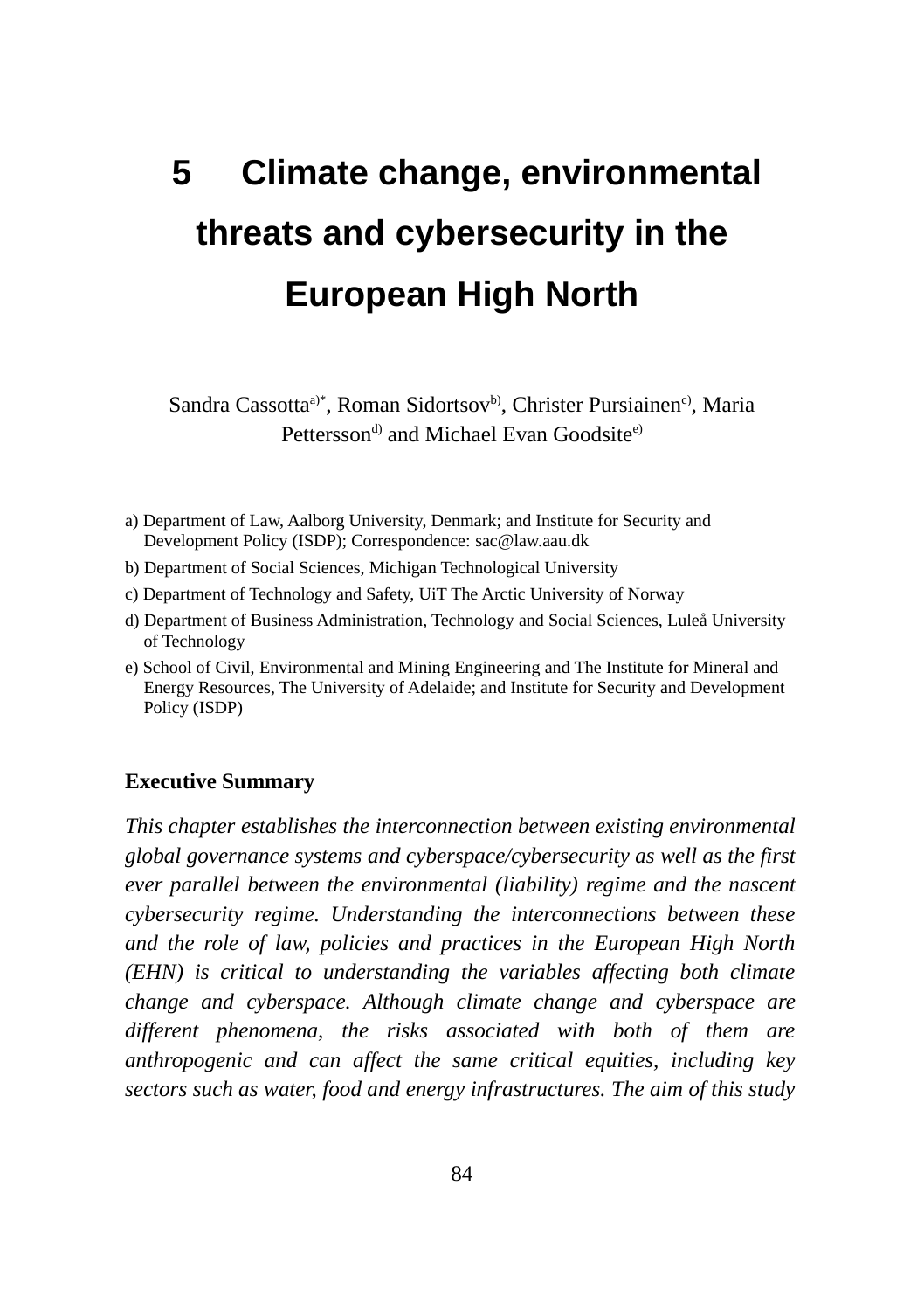# 5 Climate change, environmental threats and cybersecurity in the European High North

Sandra Cassotta[a)*], Roman Sidortsov[b)], Christer Pursiainen[c)], Maria Pettersson[d)] and Michael Evan Goodsite[e)]

a) Department of Law, Aalborg University, Denmark; and Institute for Security and Development Policy (ISDP); Correspondence: sac@law.aau.dk

b) Department of Social Sciences, Michigan Technological University

c) Department of Technology and Safety, UiT The Arctic University of Norway

d) Department of Business Administration, Technology and Social Sciences, Luleå University of Technology

e) School of Civil, Environmental and Mining Engineering and The Institute for Mineral and Energy Resources, The University of Adelaide; and Institute for Security and Development Policy (ISDP)

**Executive Summary**

*This chapter establishes the interconnection between existing environmental global governance systems and cyberspace/cybersecurity as well as the first ever parallel between the environmental (liability) regime and the nascent cybersecurity regime. Understanding the interconnections between these and the role of law, policies and practices in the European High North (EHN) is critical to understanding the variables affecting both climate change and cyberspace. Although climate change and cyberspace are different phenomena, the risks associated with both of them are anthropogenic and can affect the same critical equities, including key sectors such as water, food and energy infrastructures. The aim of this study*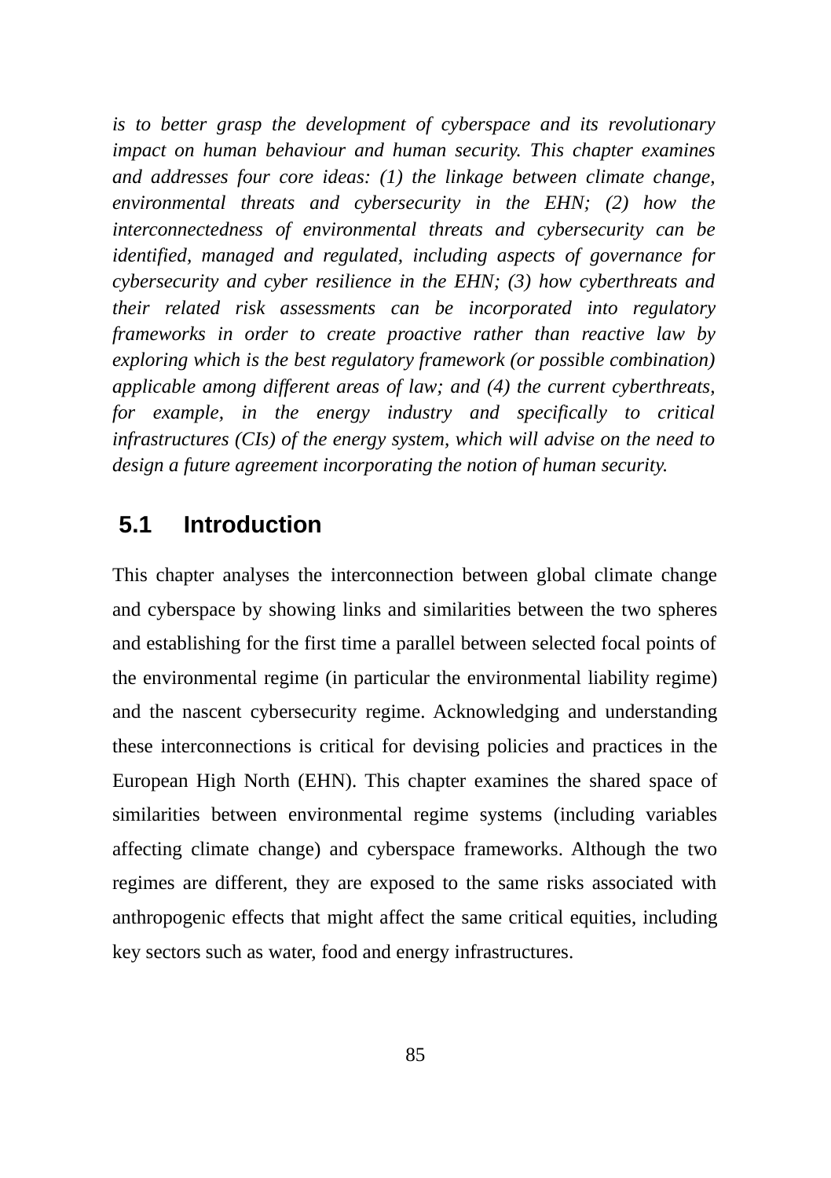*is to better grasp the development of cyberspace and its revolutionary impact on human behaviour and human security. This chapter examines and addresses four core ideas: (1) the linkage between climate change, environmental threats and cybersecurity in the EHN; (2) how the interconnectedness of environmental threats and cybersecurity can be identified, managed and regulated, including aspects of governance for cybersecurity and cyber resilience in the EHN; (3) how cyberthreats and their related risk assessments can be incorporated into regulatory frameworks in order to create proactive rather than reactive law by exploring which is the best regulatory framework (or possible combination) applicable among different areas of law; and (4) the current cyberthreats, for example, in the energy industry and specifically to critical infrastructures (CIs) of the energy system, which will advise on the need to design a future agreement incorporating the notion of human security.*

## 5.1 Introduction

This chapter analyses the interconnection between global climate change and cyberspace by showing links and similarities between the two spheres and establishing for the first time a parallel between selected focal points of the environmental regime (in particular the environmental liability regime) and the nascent cybersecurity regime. Acknowledging and understanding these interconnections is critical for devising policies and practices in the European High North (EHN). This chapter examines the shared space of similarities between environmental regime systems (including variables affecting climate change) and cyberspace frameworks. Although the two regimes are different, they are exposed to the same risks associated with anthropogenic effects that might affect the same critical equities, including key sectors such as water, food and energy infrastructures.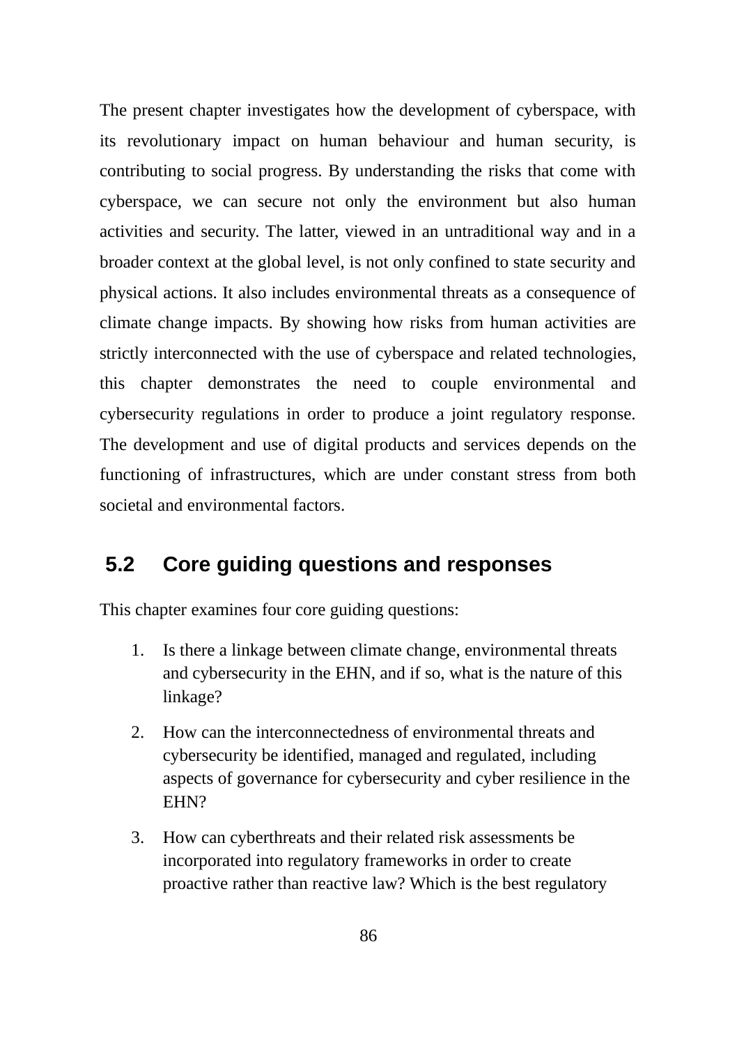The present chapter investigates how the development of cyberspace, with its revolutionary impact on human behaviour and human security, is contributing to social progress. By understanding the risks that come with cyberspace, we can secure not only the environment but also human activities and security. The latter, viewed in an untraditional way and in a broader context at the global level, is not only confined to state security and physical actions. It also includes environmental threats as a consequence of climate change impacts. By showing how risks from human activities are strictly interconnected with the use of cyberspace and related technologies, this chapter demonstrates the need to couple environmental and cybersecurity regulations in order to produce a joint regulatory response. The development and use of digital products and services depends on the functioning of infrastructures, which are under constant stress from both societal and environmental factors.

## 5.2 Core guiding questions and responses

This chapter examines four core guiding questions:

1. Is there a linkage between climate change, environmental threats and cybersecurity in the EHN, and if so, what is the nature of this linkage?
2. How can the interconnectedness of environmental threats and cybersecurity be identified, managed and regulated, including aspects of governance for cybersecurity and cyber resilience in the EHN?
3. How can cyberthreats and their related risk assessments be incorporated into regulatory frameworks in order to create proactive rather than reactive law? Which is the best regulatory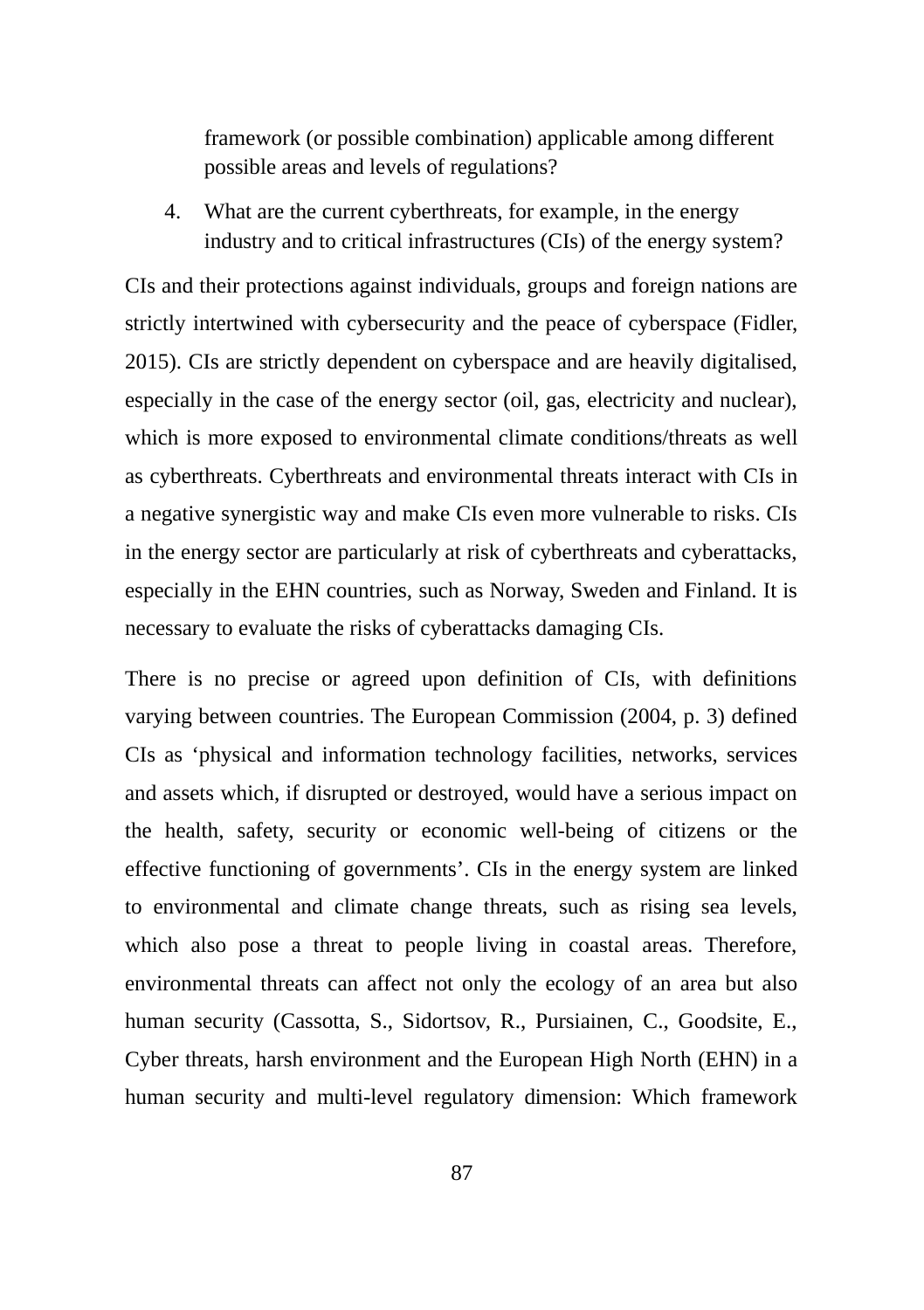framework (or possible combination) applicable among different possible areas and levels of regulations?

4. What are the current cyberthreats, for example, in the energy industry and to critical infrastructures (CIs) of the energy system?

CIs and their protections against individuals, groups and foreign nations are strictly intertwined with cybersecurity and the peace of cyberspace (Fidler, 2015). CIs are strictly dependent on cyberspace and are heavily digitalised, especially in the case of the energy sector (oil, gas, electricity and nuclear), which is more exposed to environmental climate conditions/threats as well as cyberthreats. Cyberthreats and environmental threats interact with CIs in a negative synergistic way and make CIs even more vulnerable to risks. CIs in the energy sector are particularly at risk of cyberthreats and cyberattacks, especially in the EHN countries, such as Norway, Sweden and Finland. It is necessary to evaluate the risks of cyberattacks damaging CIs.

There is no precise or agreed upon definition of CIs, with definitions varying between countries. The European Commission (2004, p. 3) defined CIs as 'physical and information technology facilities, networks, services and assets which, if disrupted or destroyed, would have a serious impact on the health, safety, security or economic well-being of citizens or the effective functioning of governments'. CIs in the energy system are linked to environmental and climate change threats, such as rising sea levels, which also pose a threat to people living in coastal areas. Therefore, environmental threats can affect not only the ecology of an area but also human security (Cassotta, S., Sidortsov, R., Pursiainen, C., Goodsite, E., Cyber threats, harsh environment and the European High North (EHN) in a human security and multi-level regulatory dimension: Which framework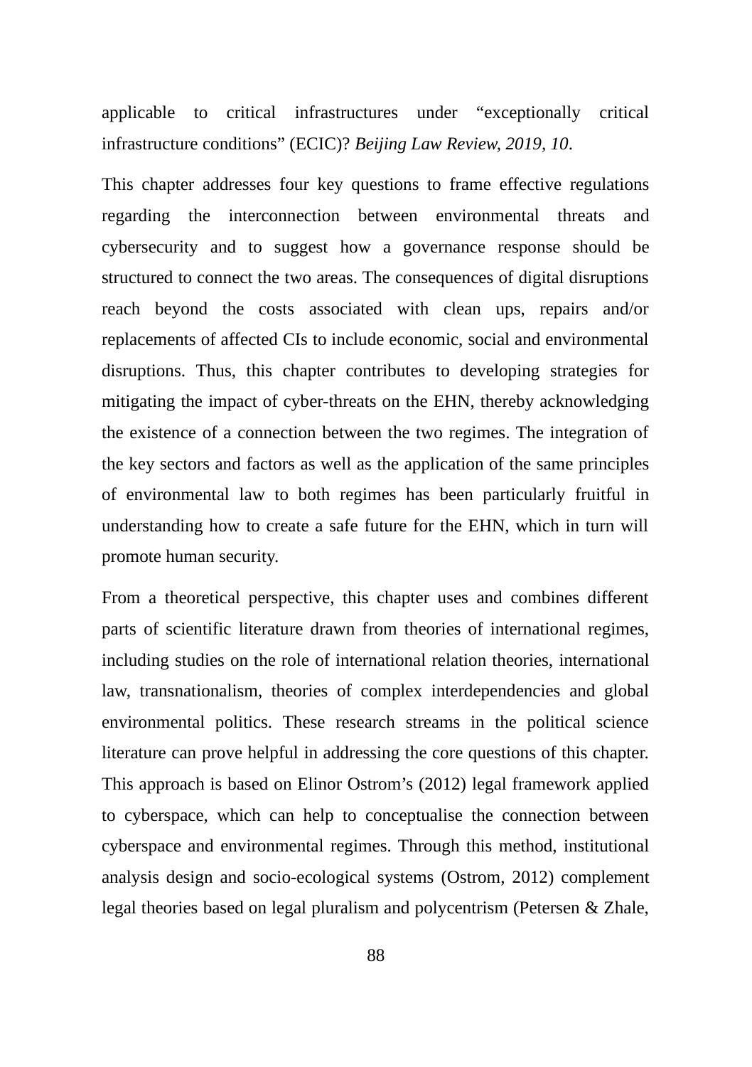applicable to critical infrastructures under "exceptionally critical infrastructure conditions" (ECIC)? *Beijing Law Review, 2019, 10*.

This chapter addresses four key questions to frame effective regulations regarding the interconnection between environmental threats and cybersecurity and to suggest how a governance response should be structured to connect the two areas. The consequences of digital disruptions reach beyond the costs associated with clean ups, repairs and/or replacements of affected CIs to include economic, social and environmental disruptions. Thus, this chapter contributes to developing strategies for mitigating the impact of cyber-threats on the EHN, thereby acknowledging the existence of a connection between the two regimes. The integration of the key sectors and factors as well as the application of the same principles of environmental law to both regimes has been particularly fruitful in understanding how to create a safe future for the EHN, which in turn will promote human security.

From a theoretical perspective, this chapter uses and combines different parts of scientific literature drawn from theories of international regimes, including studies on the role of international relation theories, international law, transnationalism, theories of complex interdependencies and global environmental politics. These research streams in the political science literature can prove helpful in addressing the core questions of this chapter. This approach is based on Elinor Ostrom's (2012) legal framework applied to cyberspace, which can help to conceptualise the connection between cyberspace and environmental regimes. Through this method, institutional analysis design and socio-ecological systems (Ostrom, 2012) complement legal theories based on legal pluralism and polycentrism (Petersen & Zhale,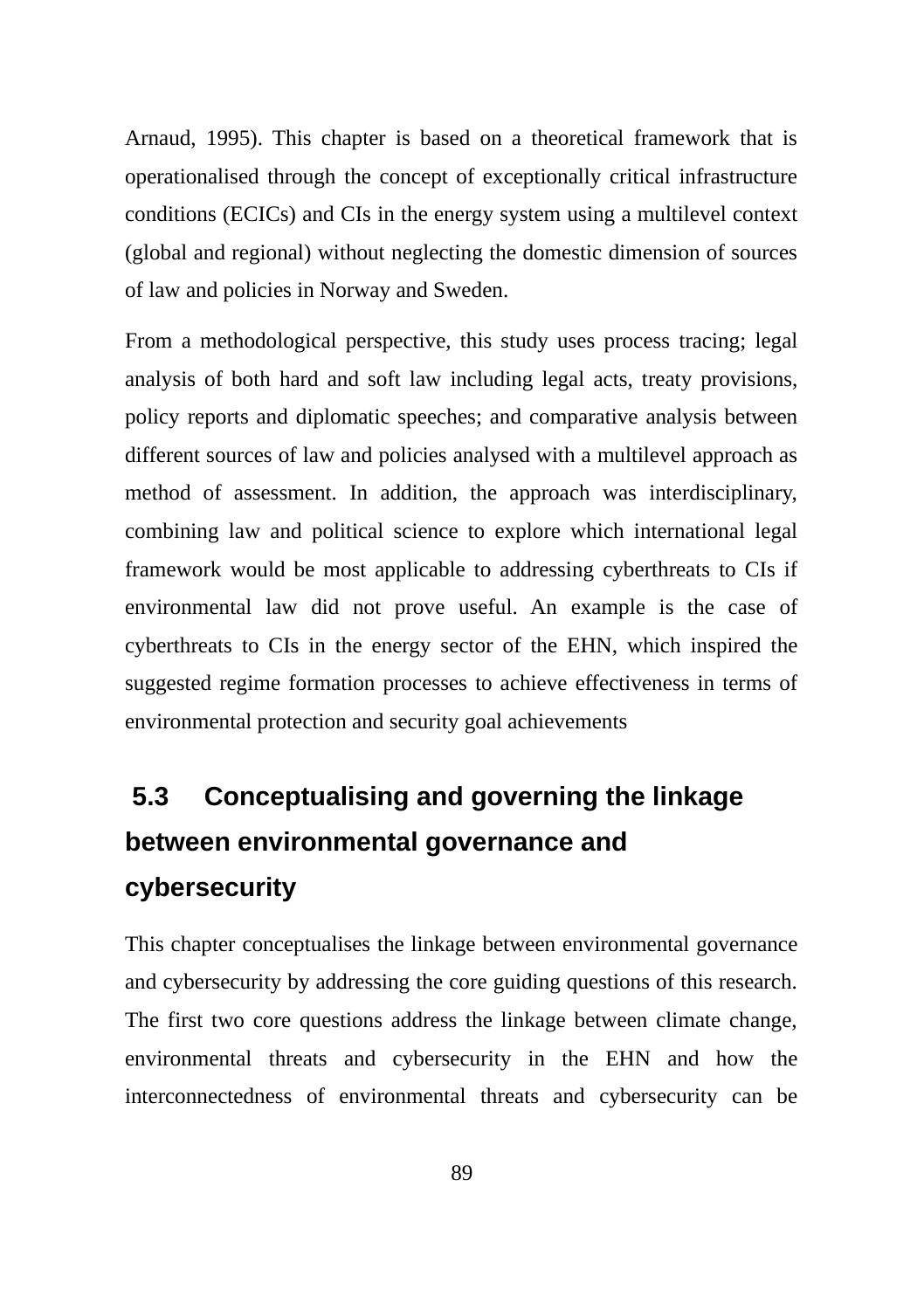Arnaud, 1995). This chapter is based on a theoretical framework that is operationalised through the concept of exceptionally critical infrastructure conditions (ECICs) and CIs in the energy system using a multilevel context (global and regional) without neglecting the domestic dimension of sources of law and policies in Norway and Sweden.

From a methodological perspective, this study uses process tracing; legal analysis of both hard and soft law including legal acts, treaty provisions, policy reports and diplomatic speeches; and comparative analysis between different sources of law and policies analysed with a multilevel approach as method of assessment. In addition, the approach was interdisciplinary, combining law and political science to explore which international legal framework would be most applicable to addressing cyberthreats to CIs if environmental law did not prove useful. An example is the case of cyberthreats to CIs in the energy sector of the EHN, which inspired the suggested regime formation processes to achieve effectiveness in terms of environmental protection and security goal achievements

## 5.3 Conceptualising and governing the linkage between environmental governance and cybersecurity

This chapter conceptualises the linkage between environmental governance and cybersecurity by addressing the core guiding questions of this research. The first two core questions address the linkage between climate change, environmental threats and cybersecurity in the EHN and how the interconnectedness of environmental threats and cybersecurity can be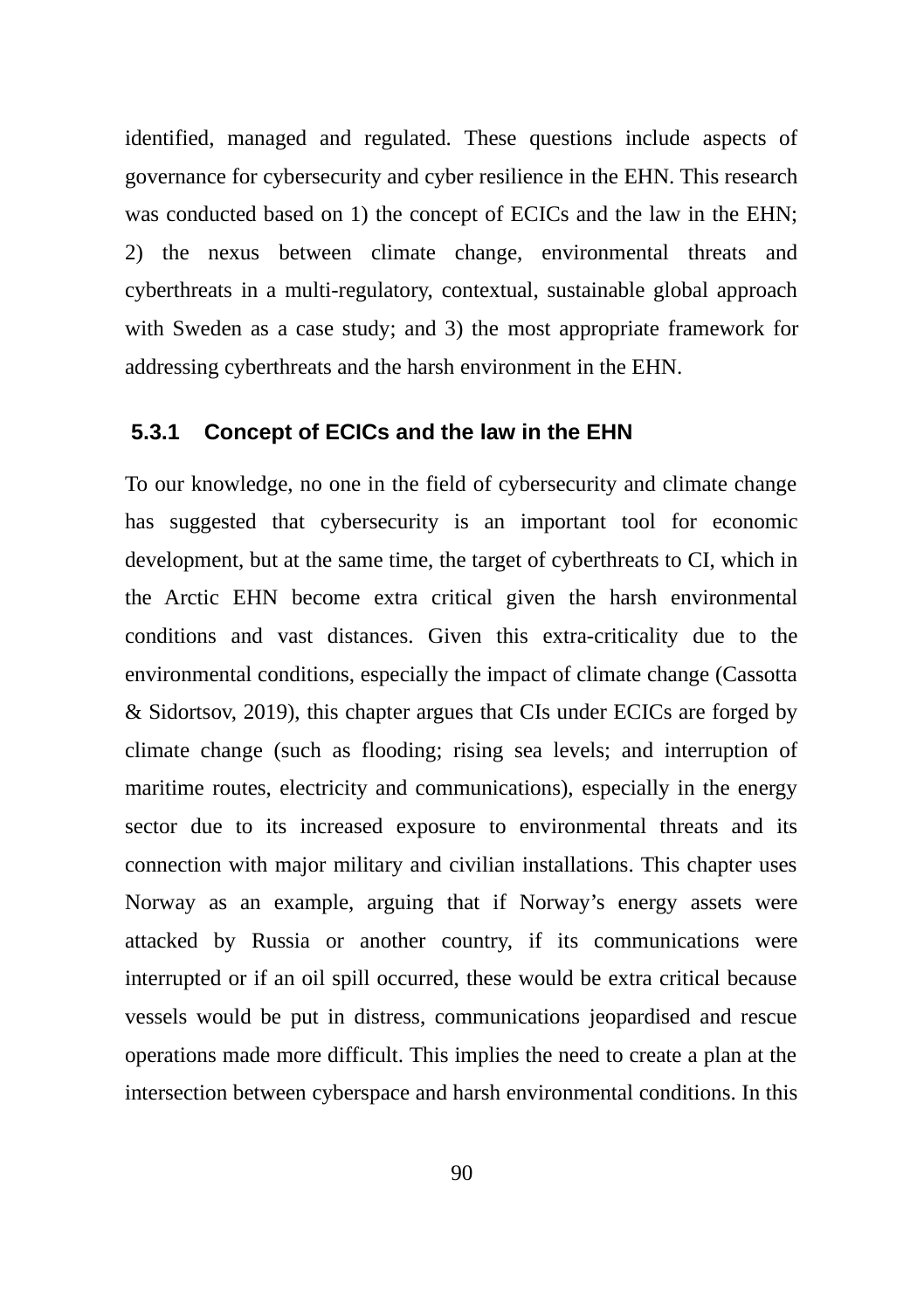identified, managed and regulated. These questions include aspects of governance for cybersecurity and cyber resilience in the EHN. This research was conducted based on 1) the concept of ECICs and the law in the EHN; 2) the nexus between climate change, environmental threats and cyberthreats in a multi-regulatory, contextual, sustainable global approach with Sweden as a case study; and 3) the most appropriate framework for addressing cyberthreats and the harsh environment in the EHN.

### 5.3.1 Concept of ECICs and the law in the EHN

To our knowledge, no one in the field of cybersecurity and climate change has suggested that cybersecurity is an important tool for economic development, but at the same time, the target of cyberthreats to CI, which in the Arctic EHN become extra critical given the harsh environmental conditions and vast distances. Given this extra-criticality due to the environmental conditions, especially the impact of climate change (Cassotta & Sidortsov, 2019), this chapter argues that CIs under ECICs are forged by climate change (such as flooding; rising sea levels; and interruption of maritime routes, electricity and communications), especially in the energy sector due to its increased exposure to environmental threats and its connection with major military and civilian installations. This chapter uses Norway as an example, arguing that if Norway's energy assets were attacked by Russia or another country, if its communications were interrupted or if an oil spill occurred, these would be extra critical because vessels would be put in distress, communications jeopardised and rescue operations made more difficult. This implies the need to create a plan at the intersection between cyberspace and harsh environmental conditions. In this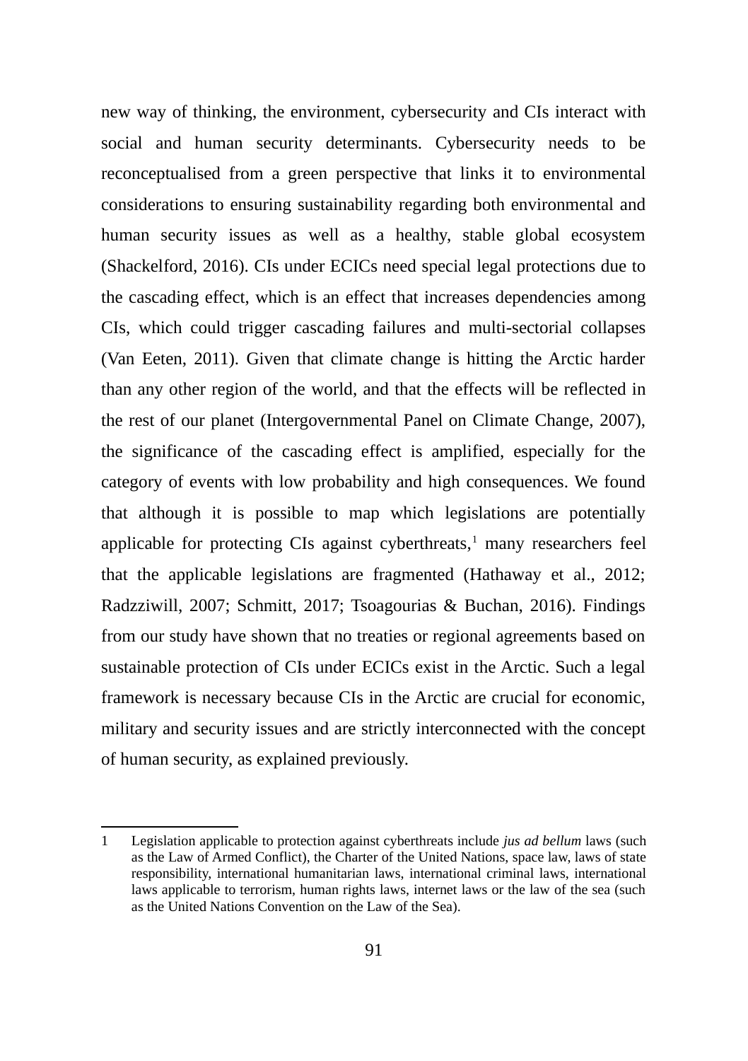new way of thinking, the environment, cybersecurity and CIs interact with social and human security determinants. Cybersecurity needs to be reconceptualised from a green perspective that links it to environmental considerations to ensuring sustainability regarding both environmental and human security issues as well as a healthy, stable global ecosystem (Shackelford, 2016). CIs under ECICs need special legal protections due to the cascading effect, which is an effect that increases dependencies among CIs, which could trigger cascading failures and multi-sectorial collapses (Van Eeten, 2011). Given that climate change is hitting the Arctic harder than any other region of the world, and that the effects will be reflected in the rest of our planet (Intergovernmental Panel on Climate Change, 2007), the significance of the cascading effect is amplified, especially for the category of events with low probability and high consequences. We found that although it is possible to map which legislations are potentially applicable for protecting CIs against cyberthreats,[1] many researchers feel that the applicable legislations are fragmented (Hathaway et al., 2012; Radzziwill, 2007; Schmitt, 2017; Tsoagourias & Buchan, 2016). Findings from our study have shown that no treaties or regional agreements based on sustainable protection of CIs under ECICs exist in the Arctic. Such a legal framework is necessary because CIs in the Arctic are crucial for economic, military and security issues and are strictly interconnected with the concept of human security, as explained previously.

---

1 Legislation applicable to protection against cyberthreats include *jus ad bellum* laws (such as the Law of Armed Conflict), the Charter of the United Nations, space law, laws of state responsibility, international humanitarian laws, international criminal laws, international laws applicable to terrorism, human rights laws, internet laws or the law of the sea (such as the United Nations Convention on the Law of the Sea).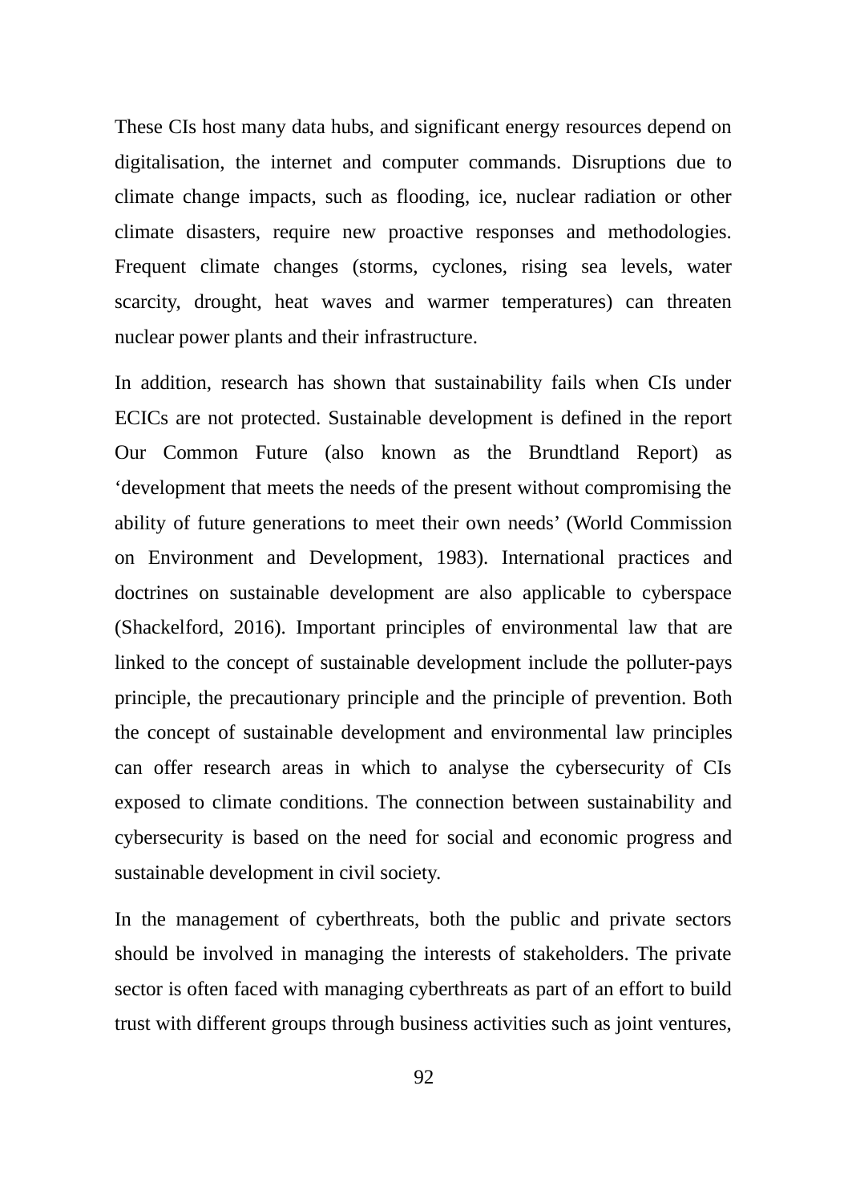These CIs host many data hubs, and significant energy resources depend on digitalisation, the internet and computer commands. Disruptions due to climate change impacts, such as flooding, ice, nuclear radiation or other climate disasters, require new proactive responses and methodologies. Frequent climate changes (storms, cyclones, rising sea levels, water scarcity, drought, heat waves and warmer temperatures) can threaten nuclear power plants and their infrastructure.

In addition, research has shown that sustainability fails when CIs under ECICs are not protected. Sustainable development is defined in the report Our Common Future (also known as the Brundtland Report) as 'development that meets the needs of the present without compromising the ability of future generations to meet their own needs' (World Commission on Environment and Development, 1983). International practices and doctrines on sustainable development are also applicable to cyberspace (Shackelford, 2016). Important principles of environmental law that are linked to the concept of sustainable development include the polluter-pays principle, the precautionary principle and the principle of prevention. Both the concept of sustainable development and environmental law principles can offer research areas in which to analyse the cybersecurity of CIs exposed to climate conditions. The connection between sustainability and cybersecurity is based on the need for social and economic progress and sustainable development in civil society.

In the management of cyberthreats, both the public and private sectors should be involved in managing the interests of stakeholders. The private sector is often faced with managing cyberthreats as part of an effort to build trust with different groups through business activities such as joint ventures,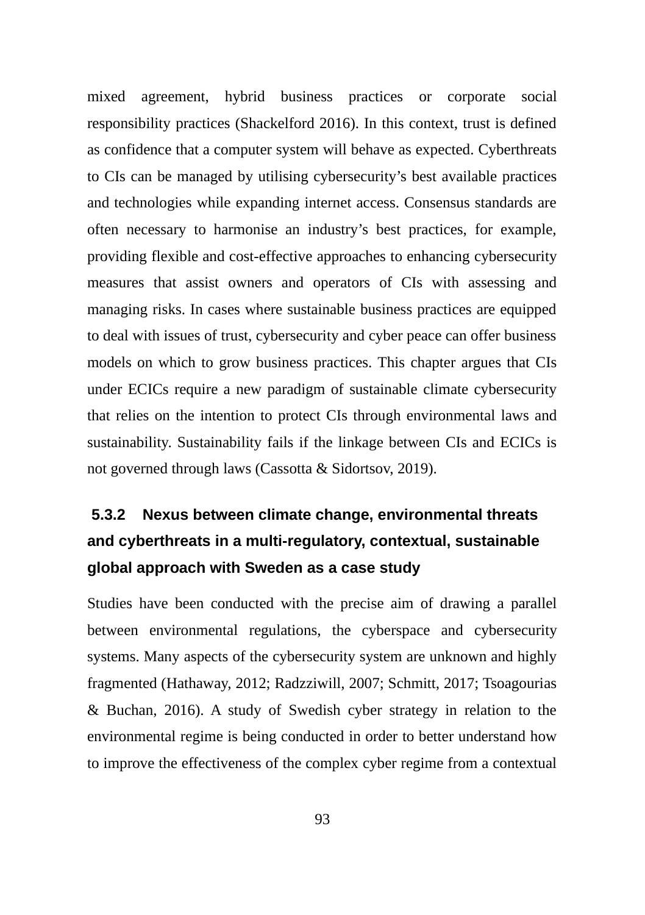mixed agreement, hybrid business practices or corporate social responsibility practices (Shackelford 2016). In this context, trust is defined as confidence that a computer system will behave as expected. Cyberthreats to CIs can be managed by utilising cybersecurity's best available practices and technologies while expanding internet access. Consensus standards are often necessary to harmonise an industry's best practices, for example, providing flexible and cost-effective approaches to enhancing cybersecurity measures that assist owners and operators of CIs with assessing and managing risks. In cases where sustainable business practices are equipped to deal with issues of trust, cybersecurity and cyber peace can offer business models on which to grow business practices. This chapter argues that CIs under ECICs require a new paradigm of sustainable climate cybersecurity that relies on the intention to protect CIs through environmental laws and sustainability. Sustainability fails if the linkage between CIs and ECICs is not governed through laws (Cassotta & Sidortsov, 2019).

### 5.3.2 Nexus between climate change, environmental threats and cyberthreats in a multi-regulatory, contextual, sustainable global approach with Sweden as a case study

Studies have been conducted with the precise aim of drawing a parallel between environmental regulations, the cyberspace and cybersecurity systems. Many aspects of the cybersecurity system are unknown and highly fragmented (Hathaway, 2012; Radzziwill, 2007; Schmitt, 2017; Tsoagourias & Buchan, 2016). A study of Swedish cyber strategy in relation to the environmental regime is being conducted in order to better understand how to improve the effectiveness of the complex cyber regime from a contextual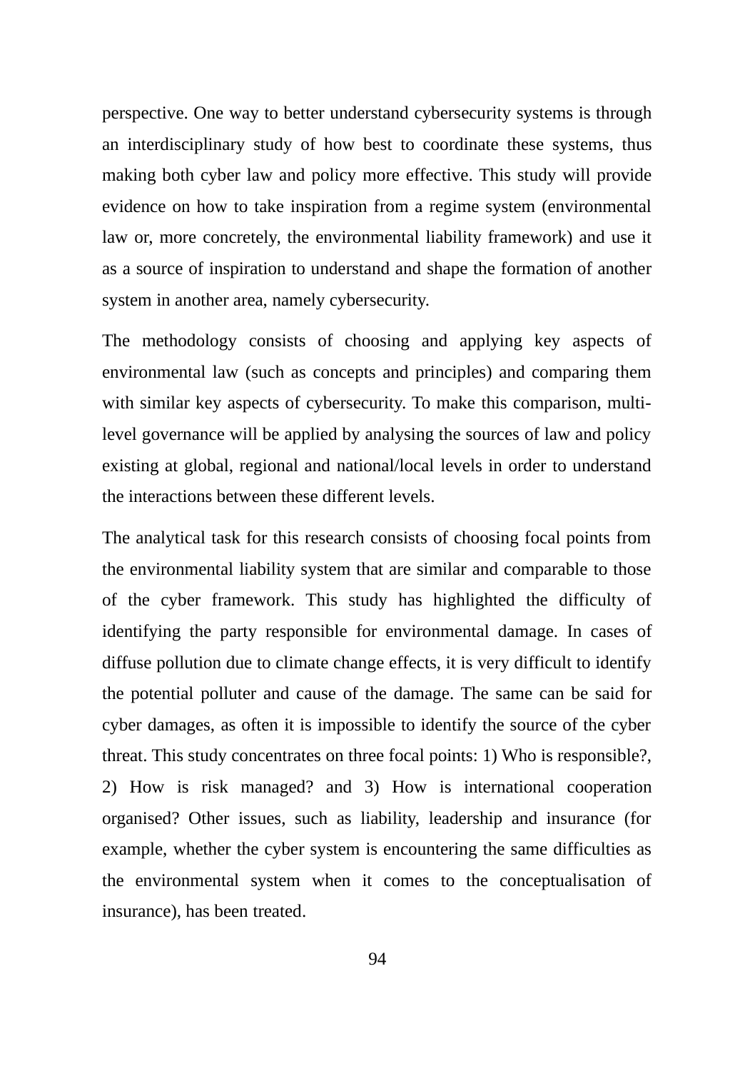perspective. One way to better understand cybersecurity systems is through an interdisciplinary study of how best to coordinate these systems, thus making both cyber law and policy more effective. This study will provide evidence on how to take inspiration from a regime system (environmental law or, more concretely, the environmental liability framework) and use it as a source of inspiration to understand and shape the formation of another system in another area, namely cybersecurity.

The methodology consists of choosing and applying key aspects of environmental law (such as concepts and principles) and comparing them with similar key aspects of cybersecurity. To make this comparison, multi-level governance will be applied by analysing the sources of law and policy existing at global, regional and national/local levels in order to understand the interactions between these different levels.

The analytical task for this research consists of choosing focal points from the environmental liability system that are similar and comparable to those of the cyber framework. This study has highlighted the difficulty of identifying the party responsible for environmental damage. In cases of diffuse pollution due to climate change effects, it is very difficult to identify the potential polluter and cause of the damage. The same can be said for cyber damages, as often it is impossible to identify the source of the cyber threat. This study concentrates on three focal points: 1) Who is responsible?, 2) How is risk managed? and 3) How is international cooperation organised? Other issues, such as liability, leadership and insurance (for example, whether the cyber system is encountering the same difficulties as the environmental system when it comes to the conceptualisation of insurance), has been treated.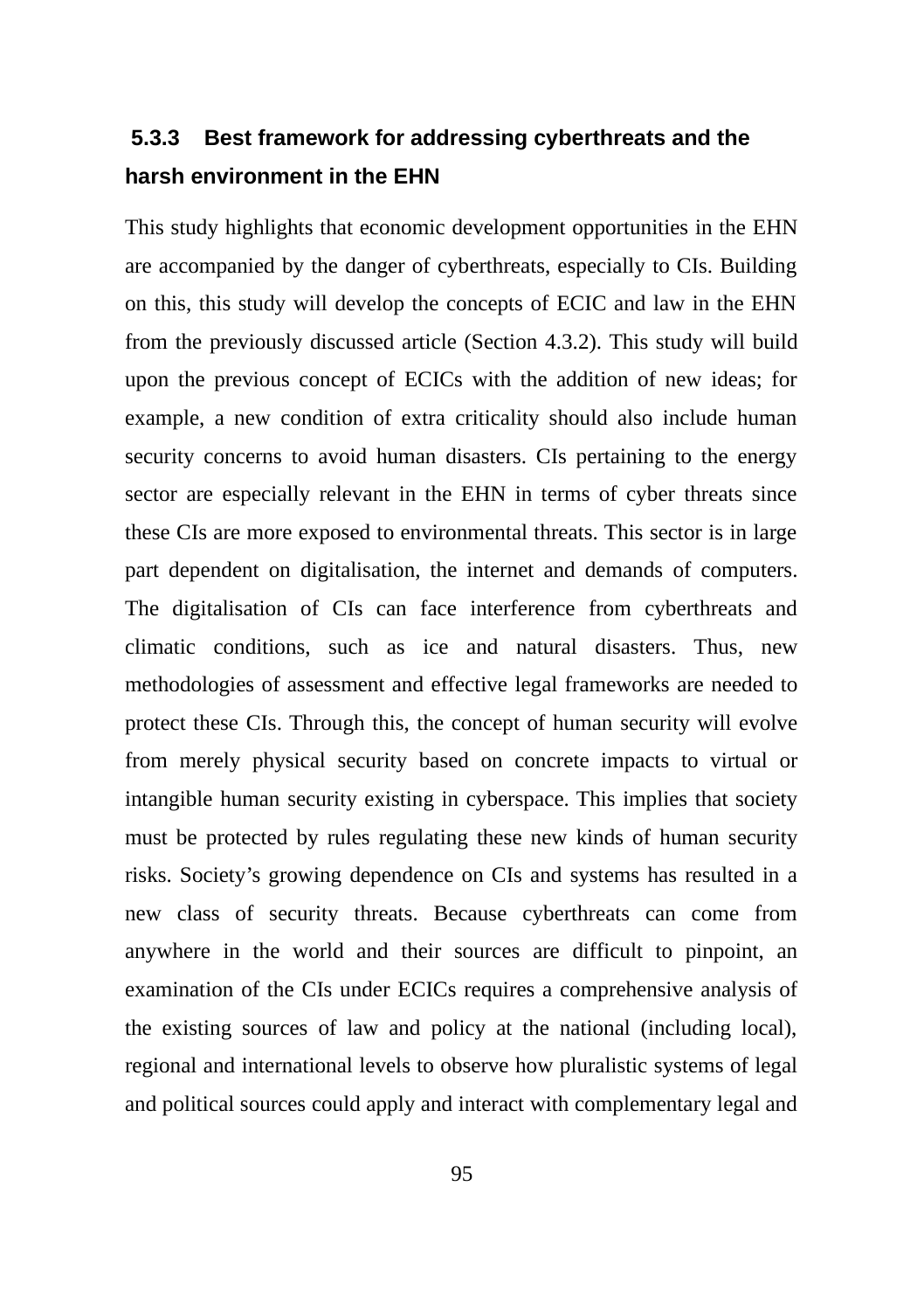### 5.3.3 Best framework for addressing cyberthreats and the harsh environment in the EHN

This study highlights that economic development opportunities in the EHN are accompanied by the danger of cyberthreats, especially to CIs. Building on this, this study will develop the concepts of ECIC and law in the EHN from the previously discussed article (Section 4.3.2). This study will build upon the previous concept of ECICs with the addition of new ideas; for example, a new condition of extra criticality should also include human security concerns to avoid human disasters. CIs pertaining to the energy sector are especially relevant in the EHN in terms of cyber threats since these CIs are more exposed to environmental threats. This sector is in large part dependent on digitalisation, the internet and demands of computers. The digitalisation of CIs can face interference from cyberthreats and climatic conditions, such as ice and natural disasters. Thus, new methodologies of assessment and effective legal frameworks are needed to protect these CIs. Through this, the concept of human security will evolve from merely physical security based on concrete impacts to virtual or intangible human security existing in cyberspace. This implies that society must be protected by rules regulating these new kinds of human security risks. Society's growing dependence on CIs and systems has resulted in a new class of security threats. Because cyberthreats can come from anywhere in the world and their sources are difficult to pinpoint, an examination of the CIs under ECICs requires a comprehensive analysis of the existing sources of law and policy at the national (including local), regional and international levels to observe how pluralistic systems of legal and political sources could apply and interact with complementary legal and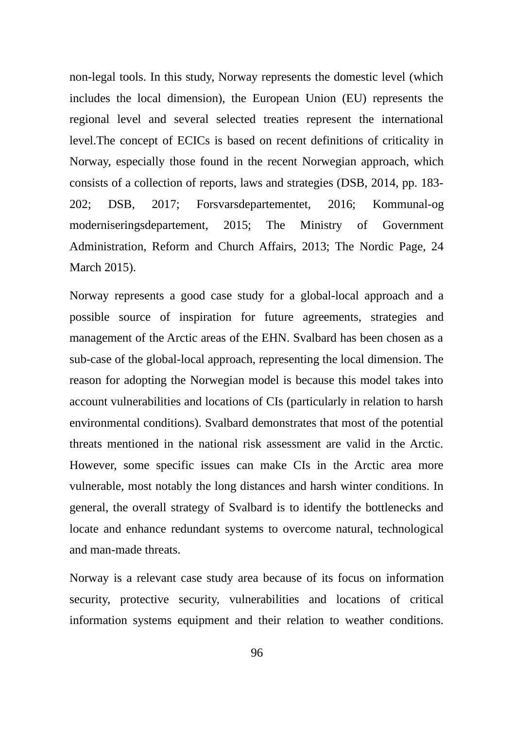non-legal tools. In this study, Norway represents the domestic level (which includes the local dimension), the European Union (EU) represents the regional level and several selected treaties represent the international level.The concept of ECICs is based on recent definitions of criticality in Norway, especially those found in the recent Norwegian approach, which consists of a collection of reports, laws and strategies (DSB, 2014, pp. 183-202; DSB, 2017; Forsvarsdepartementet, 2016; Kommunal-og moderniseringsdepartement, 2015; The Ministry of Government Administration, Reform and Church Affairs, 2013; The Nordic Page, 24 March 2015).

Norway represents a good case study for a global-local approach and a possible source of inspiration for future agreements, strategies and management of the Arctic areas of the EHN. Svalbard has been chosen as a sub-case of the global-local approach, representing the local dimension. The reason for adopting the Norwegian model is because this model takes into account vulnerabilities and locations of CIs (particularly in relation to harsh environmental conditions). Svalbard demonstrates that most of the potential threats mentioned in the national risk assessment are valid in the Arctic. However, some specific issues can make CIs in the Arctic area more vulnerable, most notably the long distances and harsh winter conditions. In general, the overall strategy of Svalbard is to identify the bottlenecks and locate and enhance redundant systems to overcome natural, technological and man-made threats.

Norway is a relevant case study area because of its focus on information security, protective security, vulnerabilities and locations of critical information systems equipment and their relation to weather conditions.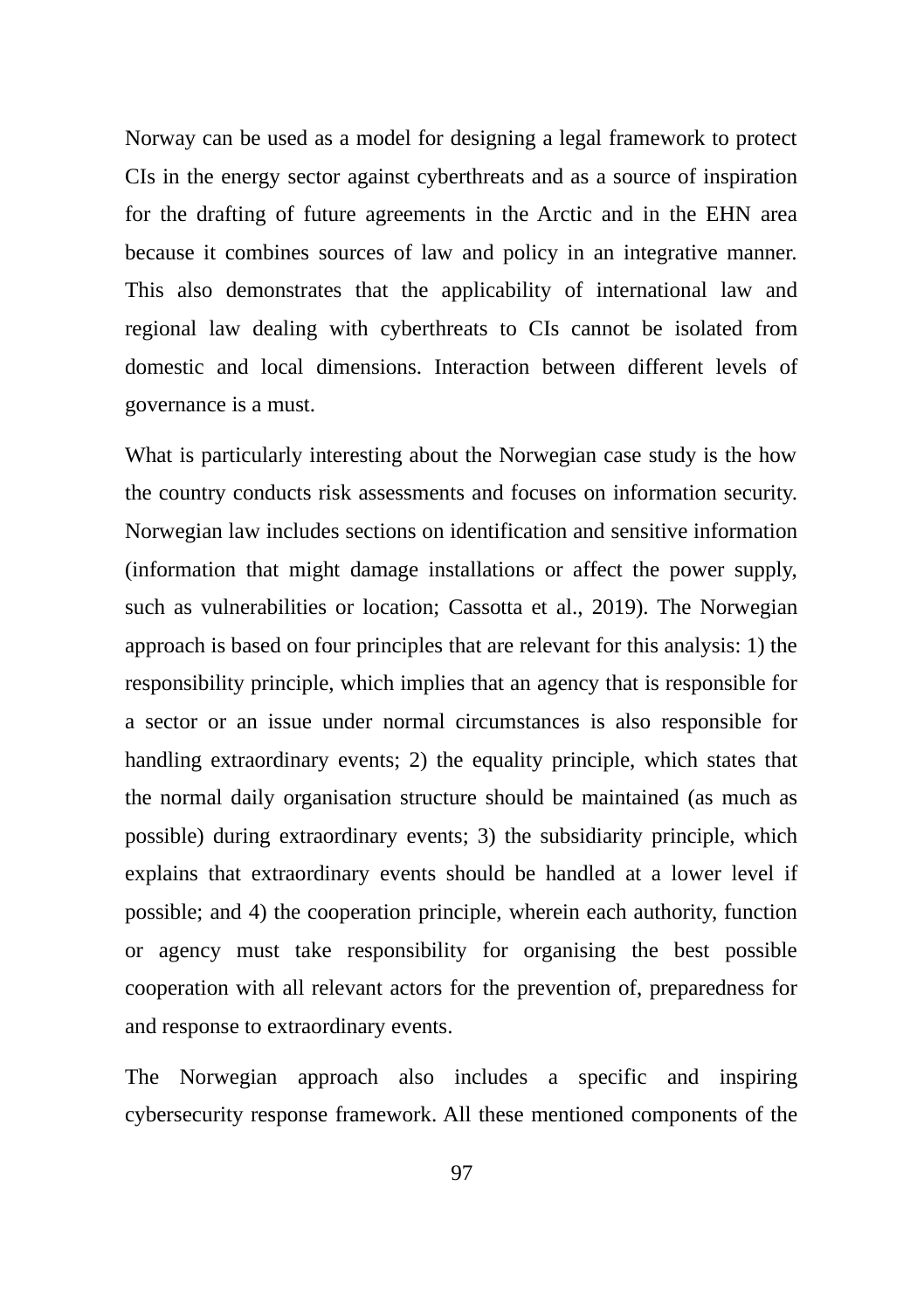Norway can be used as a model for designing a legal framework to protect CIs in the energy sector against cyberthreats and as a source of inspiration for the drafting of future agreements in the Arctic and in the EHN area because it combines sources of law and policy in an integrative manner. This also demonstrates that the applicability of international law and regional law dealing with cyberthreats to CIs cannot be isolated from domestic and local dimensions. Interaction between different levels of governance is a must.

What is particularly interesting about the Norwegian case study is the how the country conducts risk assessments and focuses on information security. Norwegian law includes sections on identification and sensitive information (information that might damage installations or affect the power supply, such as vulnerabilities or location; Cassotta et al., 2019). The Norwegian approach is based on four principles that are relevant for this analysis: 1) the responsibility principle, which implies that an agency that is responsible for a sector or an issue under normal circumstances is also responsible for handling extraordinary events; 2) the equality principle, which states that the normal daily organisation structure should be maintained (as much as possible) during extraordinary events; 3) the subsidiarity principle, which explains that extraordinary events should be handled at a lower level if possible; and 4) the cooperation principle, wherein each authority, function or agency must take responsibility for organising the best possible cooperation with all relevant actors for the prevention of, preparedness for and response to extraordinary events.

The Norwegian approach also includes a specific and inspiring cybersecurity response framework. All these mentioned components of the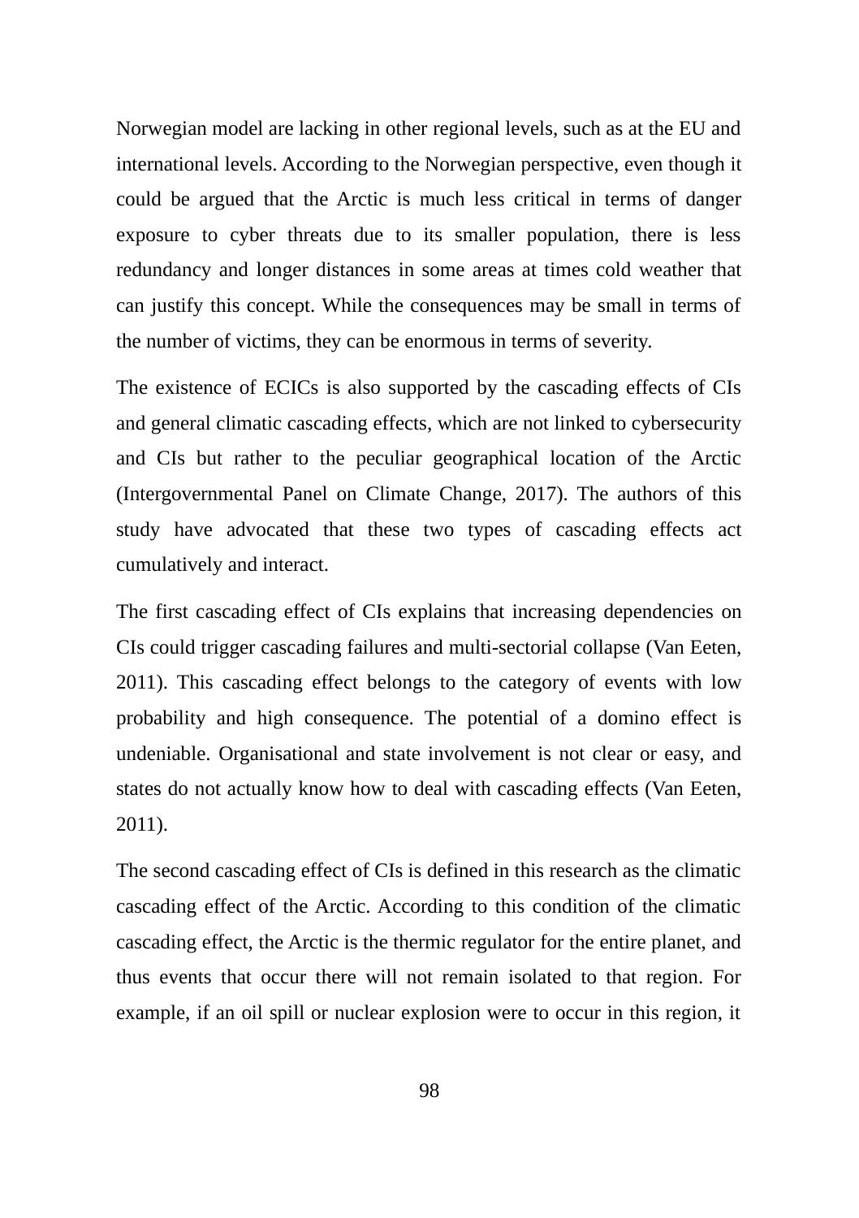Norwegian model are lacking in other regional levels, such as at the EU and international levels. According to the Norwegian perspective, even though it could be argued that the Arctic is much less critical in terms of danger exposure to cyber threats due to its smaller population, there is less redundancy and longer distances in some areas at times cold weather that can justify this concept. While the consequences may be small in terms of the number of victims, they can be enormous in terms of severity.

The existence of ECICs is also supported by the cascading effects of CIs and general climatic cascading effects, which are not linked to cybersecurity and CIs but rather to the peculiar geographical location of the Arctic (Intergovernmental Panel on Climate Change, 2017). The authors of this study have advocated that these two types of cascading effects act cumulatively and interact.

The first cascading effect of CIs explains that increasing dependencies on CIs could trigger cascading failures and multi-sectorial collapse (Van Eeten, 2011). This cascading effect belongs to the category of events with low probability and high consequence. The potential of a domino effect is undeniable. Organisational and state involvement is not clear or easy, and states do not actually know how to deal with cascading effects (Van Eeten, 2011).

The second cascading effect of CIs is defined in this research as the climatic cascading effect of the Arctic. According to this condition of the climatic cascading effect, the Arctic is the thermic regulator for the entire planet, and thus events that occur there will not remain isolated to that region. For example, if an oil spill or nuclear explosion were to occur in this region, it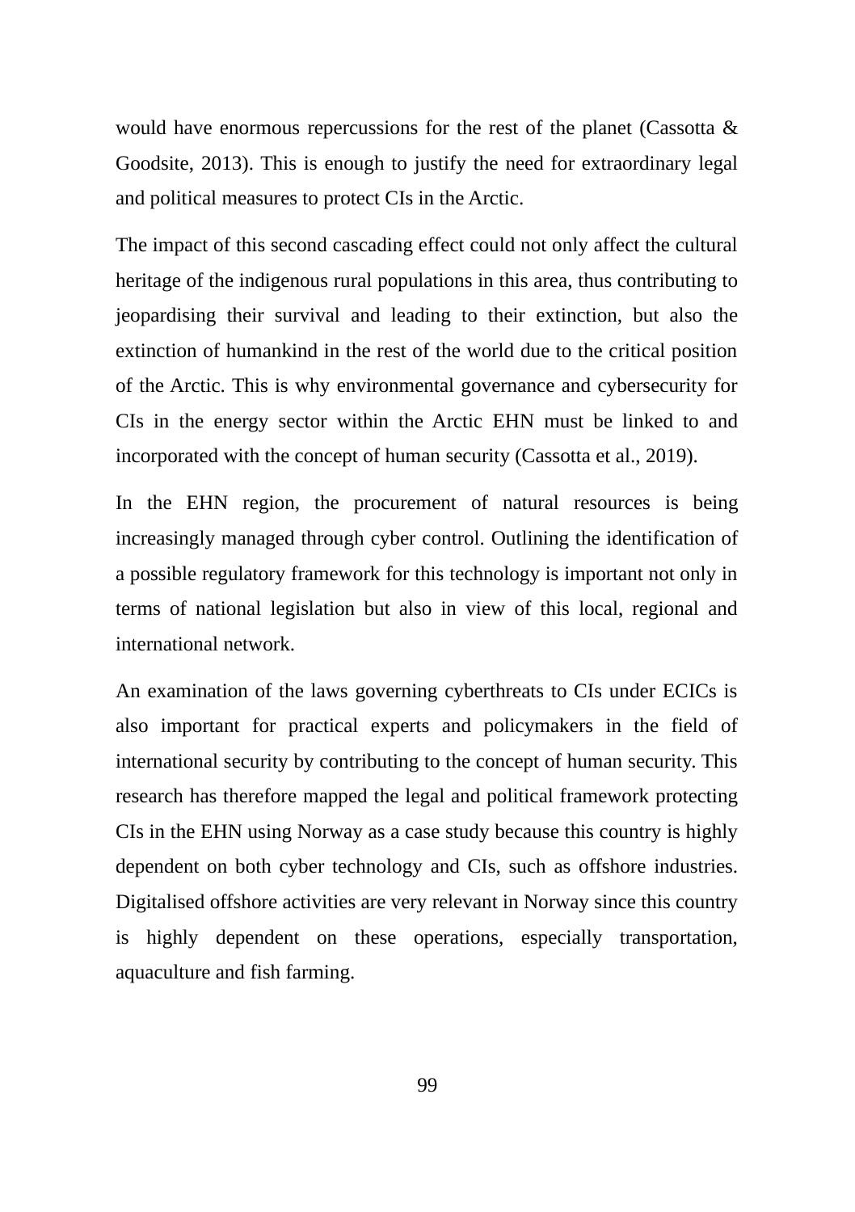would have enormous repercussions for the rest of the planet (Cassotta & Goodsite, 2013). This is enough to justify the need for extraordinary legal and political measures to protect CIs in the Arctic.

The impact of this second cascading effect could not only affect the cultural heritage of the indigenous rural populations in this area, thus contributing to jeopardising their survival and leading to their extinction, but also the extinction of humankind in the rest of the world due to the critical position of the Arctic. This is why environmental governance and cybersecurity for CIs in the energy sector within the Arctic EHN must be linked to and incorporated with the concept of human security (Cassotta et al., 2019).

In the EHN region, the procurement of natural resources is being increasingly managed through cyber control. Outlining the identification of a possible regulatory framework for this technology is important not only in terms of national legislation but also in view of this local, regional and international network.

An examination of the laws governing cyberthreats to CIs under ECICs is also important for practical experts and policymakers in the field of international security by contributing to the concept of human security. This research has therefore mapped the legal and political framework protecting CIs in the EHN using Norway as a case study because this country is highly dependent on both cyber technology and CIs, such as offshore industries. Digitalised offshore activities are very relevant in Norway since this country is highly dependent on these operations, especially transportation, aquaculture and fish farming.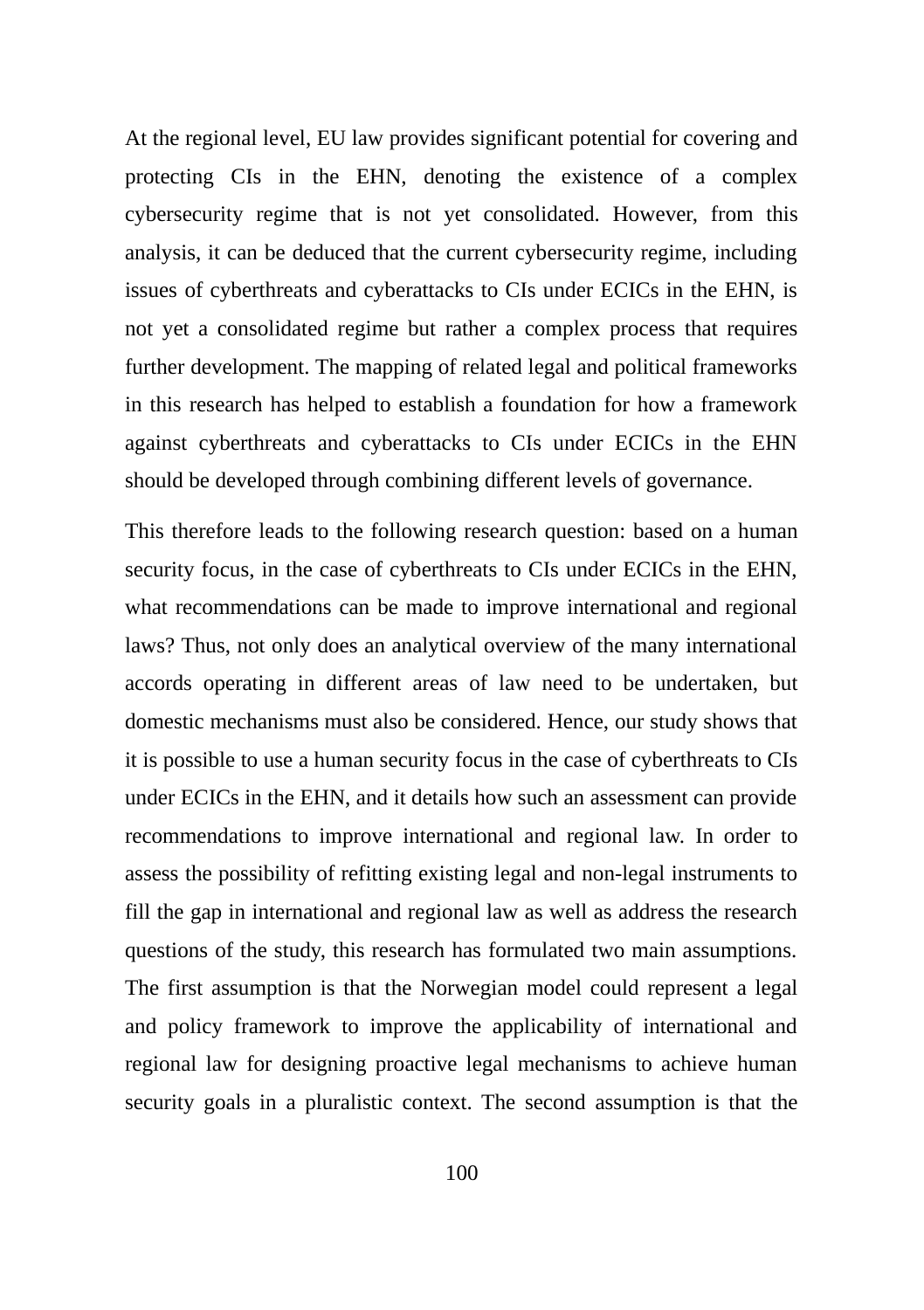At the regional level, EU law provides significant potential for covering and protecting CIs in the EHN, denoting the existence of a complex cybersecurity regime that is not yet consolidated. However, from this analysis, it can be deduced that the current cybersecurity regime, including issues of cyberthreats and cyberattacks to CIs under ECICs in the EHN, is not yet a consolidated regime but rather a complex process that requires further development. The mapping of related legal and political frameworks in this research has helped to establish a foundation for how a framework against cyberthreats and cyberattacks to CIs under ECICs in the EHN should be developed through combining different levels of governance.

This therefore leads to the following research question: based on a human security focus, in the case of cyberthreats to CIs under ECICs in the EHN, what recommendations can be made to improve international and regional laws? Thus, not only does an analytical overview of the many international accords operating in different areas of law need to be undertaken, but domestic mechanisms must also be considered. Hence, our study shows that it is possible to use a human security focus in the case of cyberthreats to CIs under ECICs in the EHN, and it details how such an assessment can provide recommendations to improve international and regional law. In order to assess the possibility of refitting existing legal and non-legal instruments to fill the gap in international and regional law as well as address the research questions of the study, this research has formulated two main assumptions. The first assumption is that the Norwegian model could represent a legal and policy framework to improve the applicability of international and regional law for designing proactive legal mechanisms to achieve human security goals in a pluralistic context. The second assumption is that the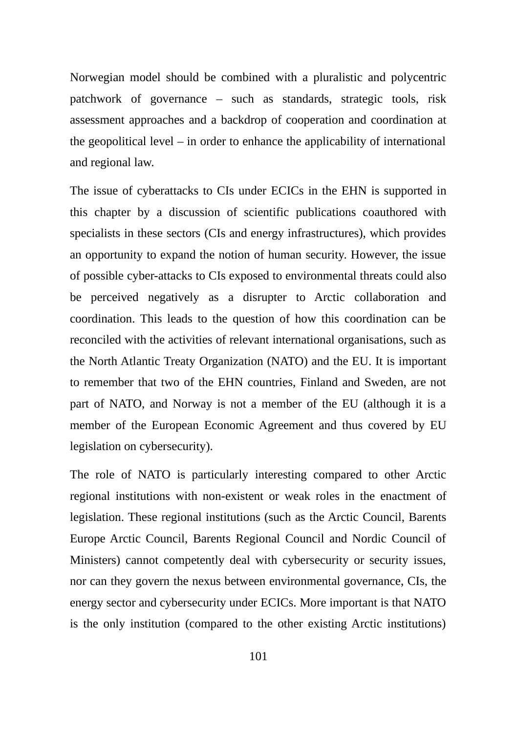Norwegian model should be combined with a pluralistic and polycentric patchwork of governance – such as standards, strategic tools, risk assessment approaches and a backdrop of cooperation and coordination at the geopolitical level – in order to enhance the applicability of international and regional law.

The issue of cyberattacks to CIs under ECICs in the EHN is supported in this chapter by a discussion of scientific publications coauthored with specialists in these sectors (CIs and energy infrastructures), which provides an opportunity to expand the notion of human security. However, the issue of possible cyber-attacks to CIs exposed to environmental threats could also be perceived negatively as a disrupter to Arctic collaboration and coordination. This leads to the question of how this coordination can be reconciled with the activities of relevant international organisations, such as the North Atlantic Treaty Organization (NATO) and the EU. It is important to remember that two of the EHN countries, Finland and Sweden, are not part of NATO, and Norway is not a member of the EU (although it is a member of the European Economic Agreement and thus covered by EU legislation on cybersecurity).

The role of NATO is particularly interesting compared to other Arctic regional institutions with non-existent or weak roles in the enactment of legislation. These regional institutions (such as the Arctic Council, Barents Europe Arctic Council, Barents Regional Council and Nordic Council of Ministers) cannot competently deal with cybersecurity or security issues, nor can they govern the nexus between environmental governance, CIs, the energy sector and cybersecurity under ECICs. More important is that NATO is the only institution (compared to the other existing Arctic institutions)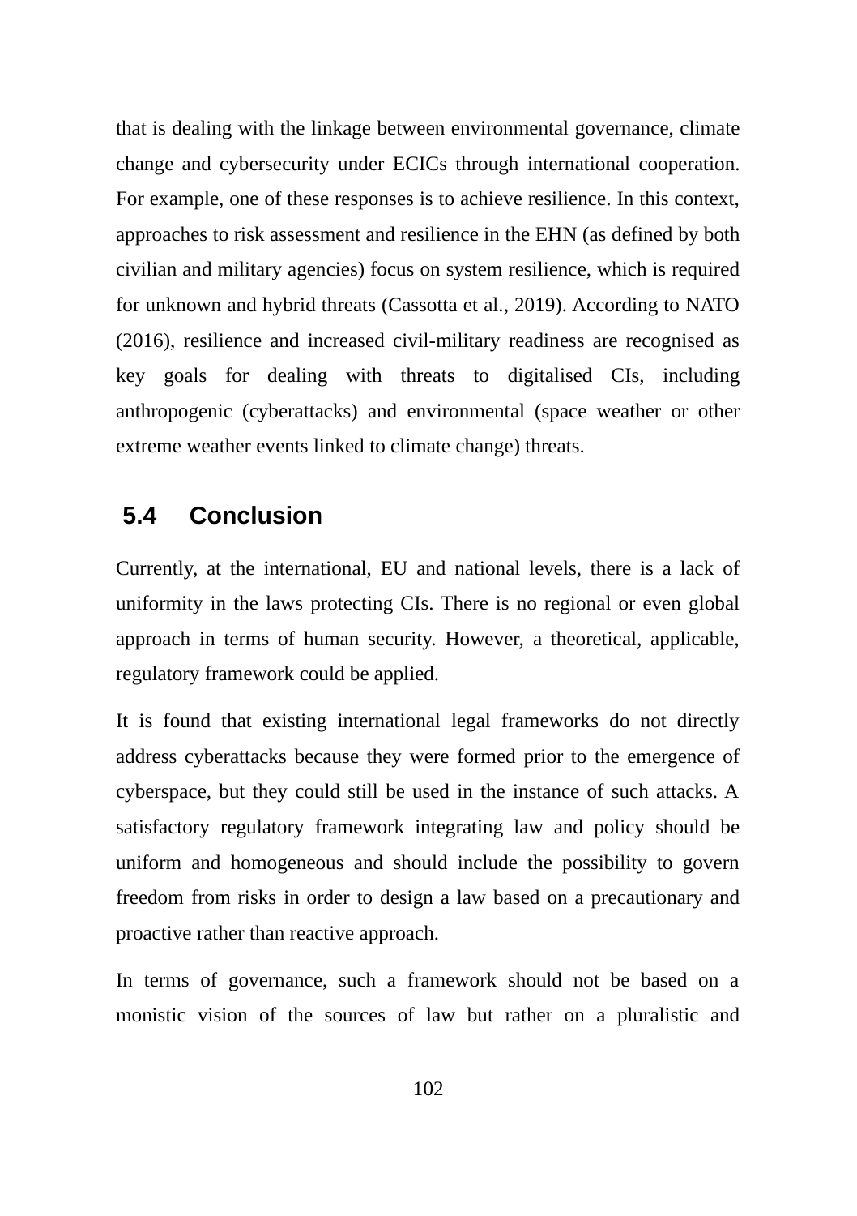that is dealing with the linkage between environmental governance, climate change and cybersecurity under ECICs through international cooperation. For example, one of these responses is to achieve resilience. In this context, approaches to risk assessment and resilience in the EHN (as defined by both civilian and military agencies) focus on system resilience, which is required for unknown and hybrid threats (Cassotta et al., 2019). According to NATO (2016), resilience and increased civil-military readiness are recognised as key goals for dealing with threats to digitalised CIs, including anthropogenic (cyberattacks) and environmental (space weather or other extreme weather events linked to climate change) threats.

## 5.4 Conclusion

Currently, at the international, EU and national levels, there is a lack of uniformity in the laws protecting CIs. There is no regional or even global approach in terms of human security. However, a theoretical, applicable, regulatory framework could be applied.

It is found that existing international legal frameworks do not directly address cyberattacks because they were formed prior to the emergence of cyberspace, but they could still be used in the instance of such attacks. A satisfactory regulatory framework integrating law and policy should be uniform and homogeneous and should include the possibility to govern freedom from risks in order to design a law based on a precautionary and proactive rather than reactive approach.

In terms of governance, such a framework should not be based on a monistic vision of the sources of law but rather on a pluralistic and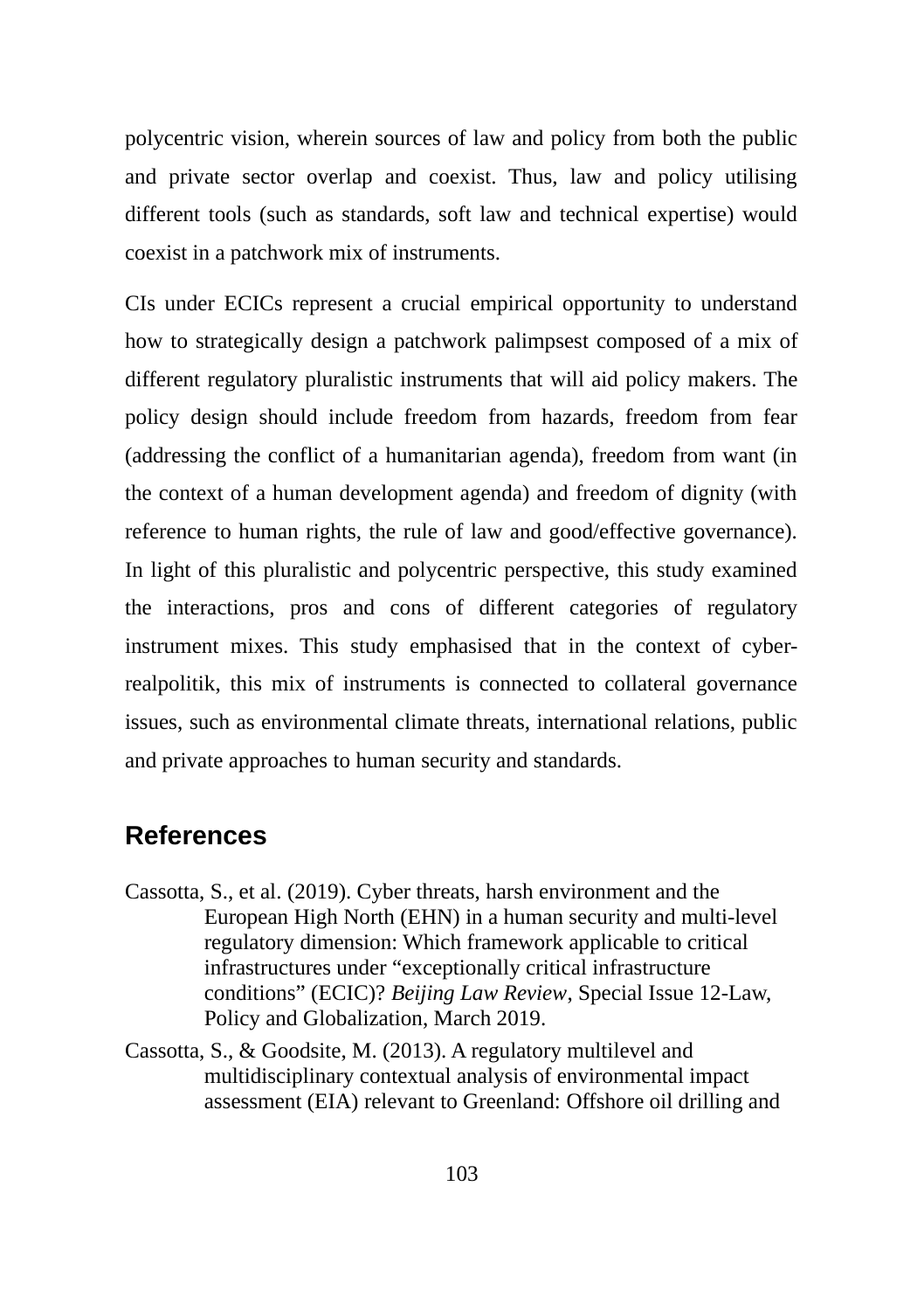polycentric vision, wherein sources of law and policy from both the public and private sector overlap and coexist. Thus, law and policy utilising different tools (such as standards, soft law and technical expertise) would coexist in a patchwork mix of instruments.

CIs under ECICs represent a crucial empirical opportunity to understand how to strategically design a patchwork palimpsest composed of a mix of different regulatory pluralistic instruments that will aid policy makers. The policy design should include freedom from hazards, freedom from fear (addressing the conflict of a humanitarian agenda), freedom from want (in the context of a human development agenda) and freedom of dignity (with reference to human rights, the rule of law and good/effective governance). In light of this pluralistic and polycentric perspective, this study examined the interactions, pros and cons of different categories of regulatory instrument mixes. This study emphasised that in the context of cyber-realpolitik, this mix of instruments is connected to collateral governance issues, such as environmental climate threats, international relations, public and private approaches to human security and standards.

## References

Cassotta, S., et al. (2019). Cyber threats, harsh environment and the European High North (EHN) in a human security and multi-level regulatory dimension: Which framework applicable to critical infrastructures under "exceptionally critical infrastructure conditions" (ECIC)? *Beijing Law Review*, Special Issue 12-Law, Policy and Globalization, March 2019.

Cassotta, S., & Goodsite, M. (2013). A regulatory multilevel and multidisciplinary contextual analysis of environmental impact assessment (EIA) relevant to Greenland: Offshore oil drilling and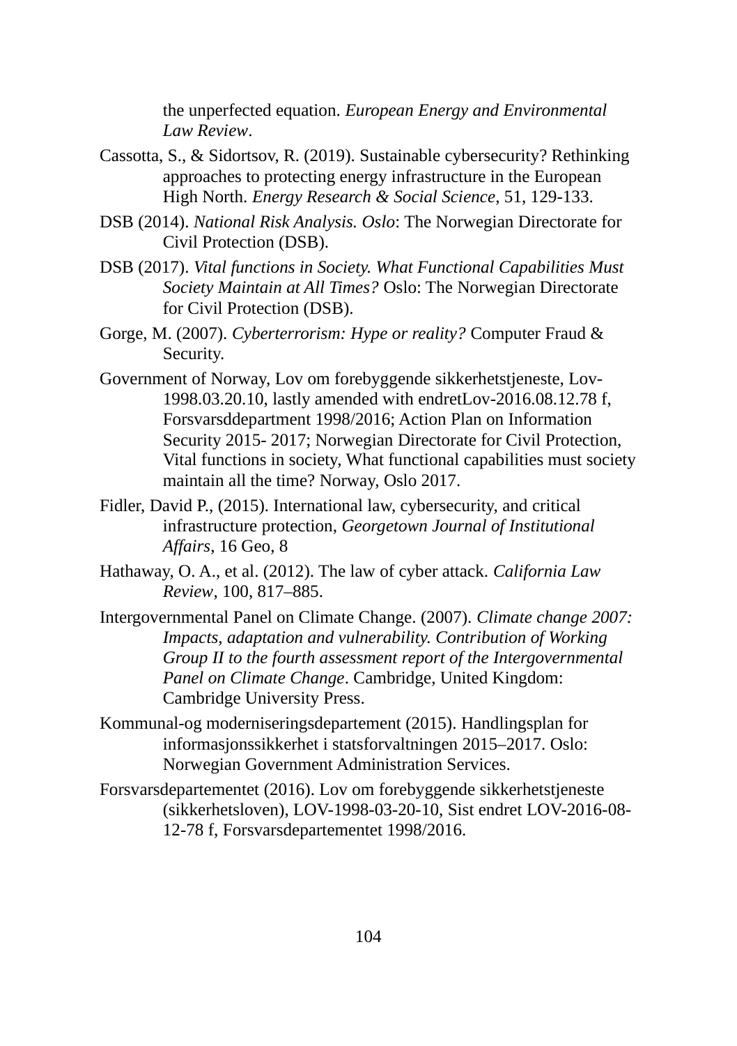the unperfected equation. *European Energy and Environmental Law Review*.

Cassotta, S., & Sidortsov, R. (2019). Sustainable cybersecurity? Rethinking approaches to protecting energy infrastructure in the European High North. *Energy Research & Social Science*, 51, 129-133.

DSB (2014). *National Risk Analysis. Oslo*: The Norwegian Directorate for Civil Protection (DSB).

DSB (2017). *Vital functions in Society. What Functional Capabilities Must Society Maintain at All Times?* Oslo: The Norwegian Directorate for Civil Protection (DSB).

Gorge, M. (2007). *Cyberterrorism: Hype or reality?* Computer Fraud & Security.

Government of Norway, Lov om forebyggende sikkerhetstjeneste, Lov-1998.03.20.10, lastly amended with endretLov-2016.08.12.78 f, Forsvarsddepartment 1998/2016; Action Plan on Information Security 2015- 2017; Norwegian Directorate for Civil Protection, Vital functions in society, What functional capabilities must society maintain all the time? Norway, Oslo 2017.

Fidler, David P., (2015). International law, cybersecurity, and critical infrastructure protection, *Georgetown Journal of Institutional Affairs*, 16 Geo, 8

Hathaway, O. A., et al. (2012). The law of cyber attack. *California Law Review*, 100, 817–885.

Intergovernmental Panel on Climate Change. (2007). *Climate change 2007: Impacts, adaptation and vulnerability. Contribution of Working Group II to the fourth assessment report of the Intergovernmental Panel on Climate Change*. Cambridge, United Kingdom: Cambridge University Press.

Kommunal-og moderniseringsdepartement (2015). Handlingsplan for informasjonssikkerhet i statsforvaltningen 2015–2017. Oslo: Norwegian Government Administration Services.

Forsvarsdepartementet (2016). Lov om forebyggende sikkerhetstjeneste (sikkerhetsloven), LOV-1998-03-20-10, Sist endret LOV-2016-08-12-78 f, Forsvarsdepartementet 1998/2016.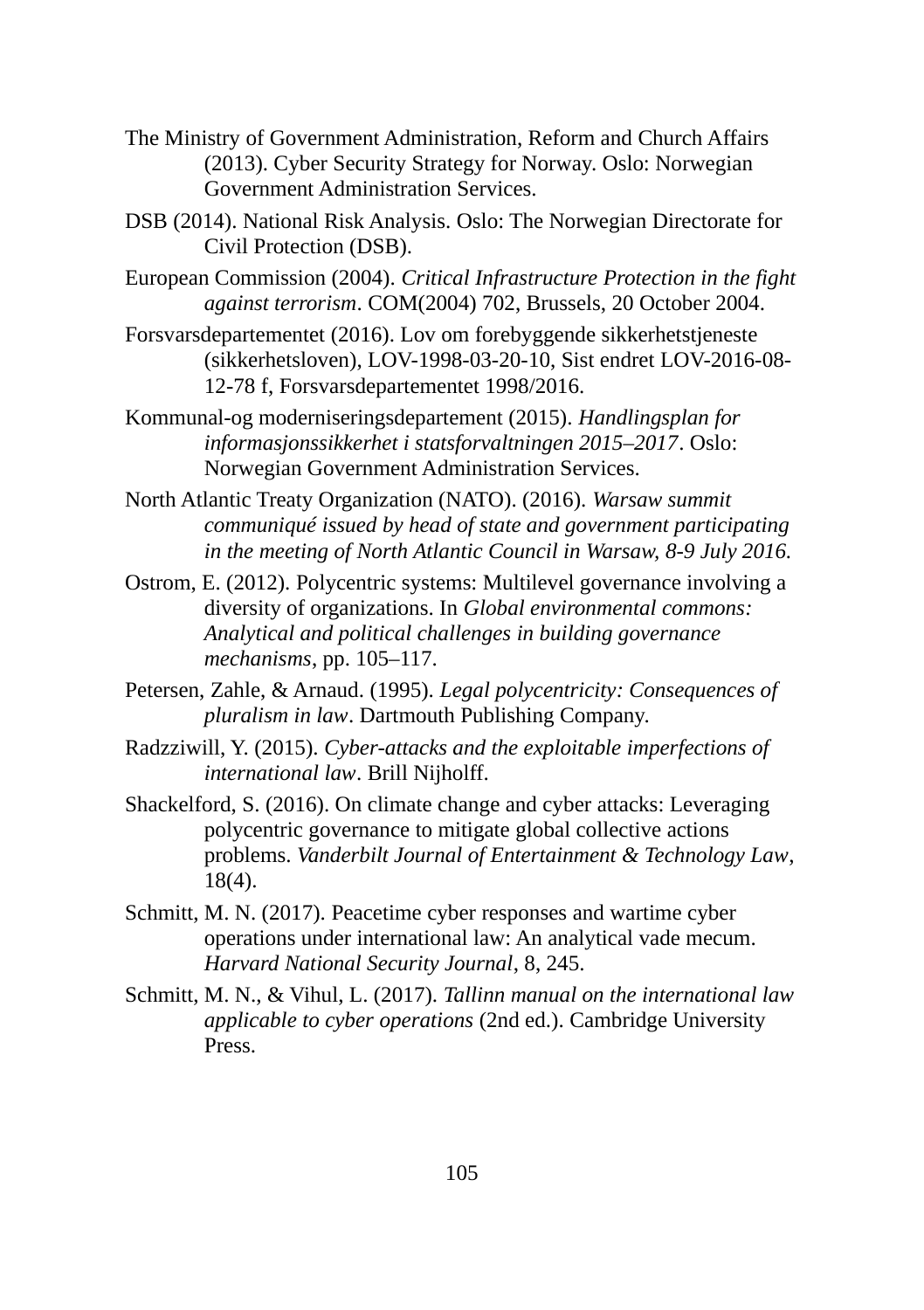The Ministry of Government Administration, Reform and Church Affairs (2013). Cyber Security Strategy for Norway. Oslo: Norwegian Government Administration Services.

DSB (2014). National Risk Analysis. Oslo: The Norwegian Directorate for Civil Protection (DSB).

European Commission (2004). *Critical Infrastructure Protection in the fight against terrorism*. COM(2004) 702, Brussels, 20 October 2004.

Forsvarsdepartementet (2016). Lov om forebyggende sikkerhetstjeneste (sikkerhetsloven), LOV-1998-03-20-10, Sist endret LOV-2016-08-12-78 f, Forsvarsdepartementet 1998/2016.

Kommunal-og moderniseringsdepartement (2015). *Handlingsplan for informasjonssikkerhet i statsforvaltningen 2015–2017*. Oslo: Norwegian Government Administration Services.

North Atlantic Treaty Organization (NATO). (2016). *Warsaw summit communiqué issued by head of state and government participating in the meeting of North Atlantic Council in Warsaw, 8-9 July 2016.*

Ostrom, E. (2012). Polycentric systems: Multilevel governance involving a diversity of organizations. In *Global environmental commons: Analytical and political challenges in building governance mechanisms*, pp. 105–117.

Petersen, Zahle, & Arnaud. (1995). *Legal polycentricity: Consequences of pluralism in law*. Dartmouth Publishing Company.

Radzziwill, Y. (2015). *Cyber-attacks and the exploitable imperfections of international law*. Brill Nijholff.

Shackelford, S. (2016). On climate change and cyber attacks: Leveraging polycentric governance to mitigate global collective actions problems. *Vanderbilt Journal of Entertainment & Technology Law*, 18(4).

Schmitt, M. N. (2017). Peacetime cyber responses and wartime cyber operations under international law: An analytical vade mecum. *Harvard National Security Journal*, 8, 245.

Schmitt, M. N., & Vihul, L. (2017). *Tallinn manual on the international law applicable to cyber operations* (2nd ed.). Cambridge University Press.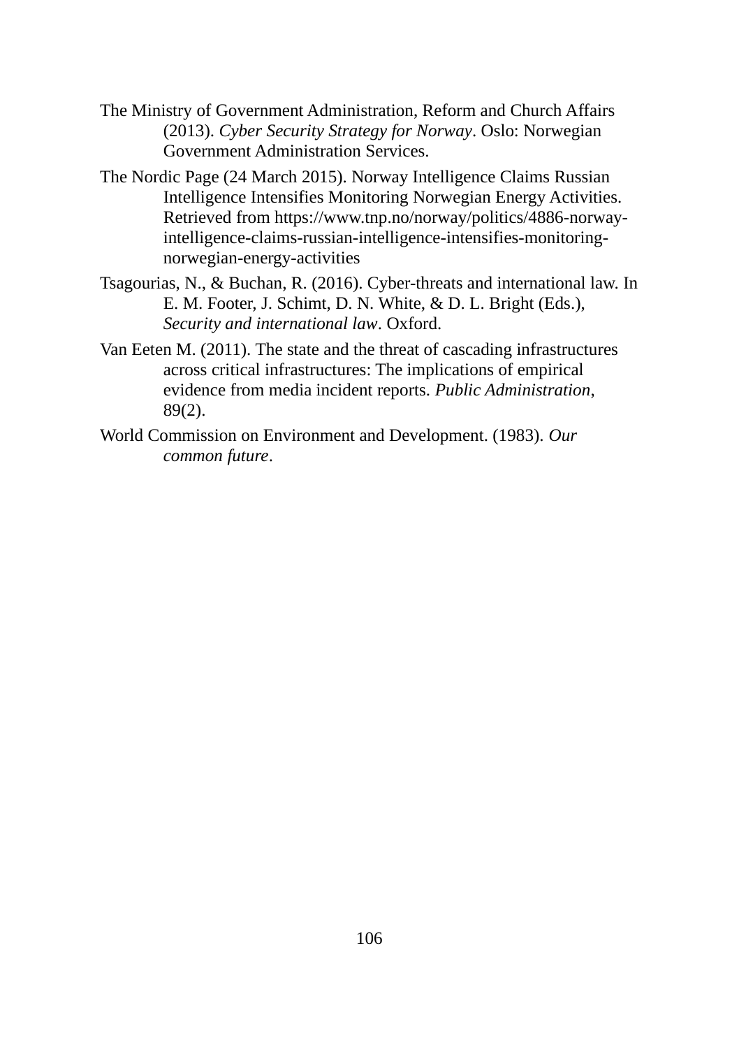The Ministry of Government Administration, Reform and Church Affairs (2013). *Cyber Security Strategy for Norway*. Oslo: Norwegian Government Administration Services.

The Nordic Page (24 March 2015). Norway Intelligence Claims Russian Intelligence Intensifies Monitoring Norwegian Energy Activities. Retrieved from https://www.tnp.no/norway/politics/4886-norway-intelligence-claims-russian-intelligence-intensifies-monitoring-norwegian-energy-activities

Tsagourias, N., & Buchan, R. (2016). Cyber-threats and international law. In E. M. Footer, J. Schimt, D. N. White, & D. L. Bright (Eds.), *Security and international law*. Oxford.

Van Eeten M. (2011). The state and the threat of cascading infrastructures across critical infrastructures: The implications of empirical evidence from media incident reports. *Public Administration*, 89(2).

World Commission on Environment and Development. (1983). *Our common future*.